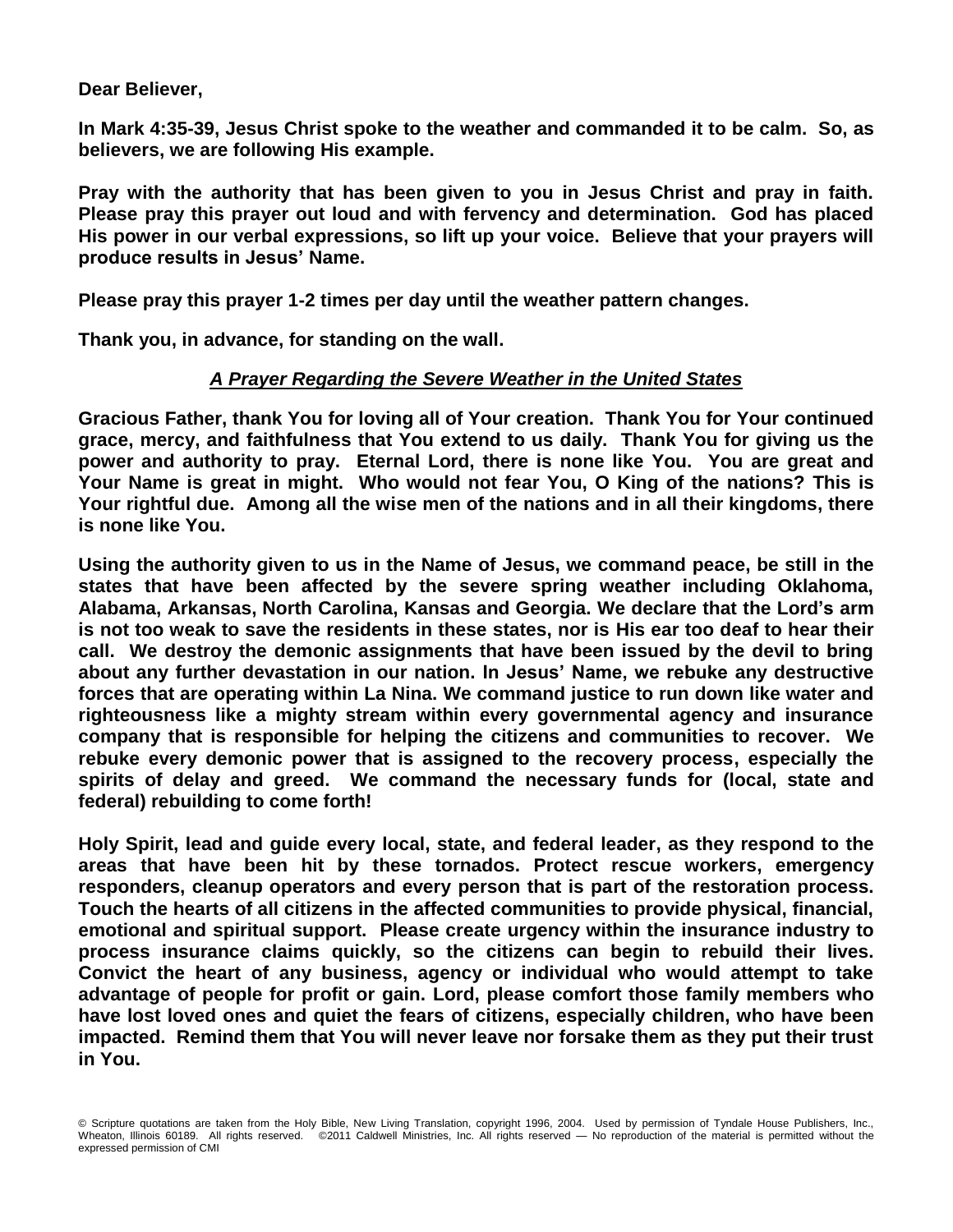**Dear Believer,**

**In Mark 4:35-39, Jesus Christ spoke to the weather and commanded it to be calm. So, as believers, we are following His example.**

**Pray with the authority that has been given to you in Jesus Christ and pray in faith. Please pray this prayer out loud and with fervency and determination. God has placed His power in our verbal expressions, so lift up your voice. Believe that your prayers will produce results in Jesus' Name.**

**Please pray this prayer 1-2 times per day until the weather pattern changes.**

**Thank you, in advance, for standing on the wall.**

***<u>A Prayer Regarding the Severe Weather in the United States</u>***

**Gracious Father, thank You for loving all of Your creation. Thank You for Your continued grace, mercy, and faithfulness that You extend to us daily. Thank You for giving us the power and authority to pray. Eternal Lord, there is none like You. You are great and Your Name is great in might. Who would not fear You, O King of the nations? This is Your rightful due. Among all the wise men of the nations and in all their kingdoms, there is none like You.**

**Using the authority given to us in the Name of Jesus, we command peace, be still in the states that have been affected by the severe spring weather including Oklahoma, Alabama, Arkansas, North Carolina, Kansas and Georgia. We declare that the Lord's arm is not too weak to save the residents in these states, nor is His ear too deaf to hear their call. We destroy the demonic assignments that have been issued by the devil to bring about any further devastation in our nation. In Jesus' Name, we rebuke any destructive forces that are operating within La Nina. We command justice to run down like water and righteousness like a mighty stream within every governmental agency and insurance company that is responsible for helping the citizens and communities to recover. We rebuke every demonic power that is assigned to the recovery process, especially the spirits of delay and greed. We command the necessary funds for (local, state and federal) rebuilding to come forth!**

**Holy Spirit, lead and guide every local, state, and federal leader, as they respond to the areas that have been hit by these tornados. Protect rescue workers, emergency responders, cleanup operators and every person that is part of the restoration process. Touch the hearts of all citizens in the affected communities to provide physical, financial, emotional and spiritual support. Please create urgency within the insurance industry to process insurance claims quickly, so the citizens can begin to rebuild their lives. Convict the heart of any business, agency or individual who would attempt to take advantage of people for profit or gain. Lord, please comfort those family members who have lost loved ones and quiet the fears of citizens, especially children, who have been impacted. Remind them that You will never leave nor forsake them as they put their trust in You.**

© Scripture quotations are taken from the Holy Bible, New Living Translation, copyright 1996, 2004. Used by permission of Tyndale House Publishers, Inc., Wheaton, Illinois 60189. All rights reserved. ©2011 Caldwell Ministries, Inc. All rights reserved — No reproduction of the material is permitted without the expressed permission of CMI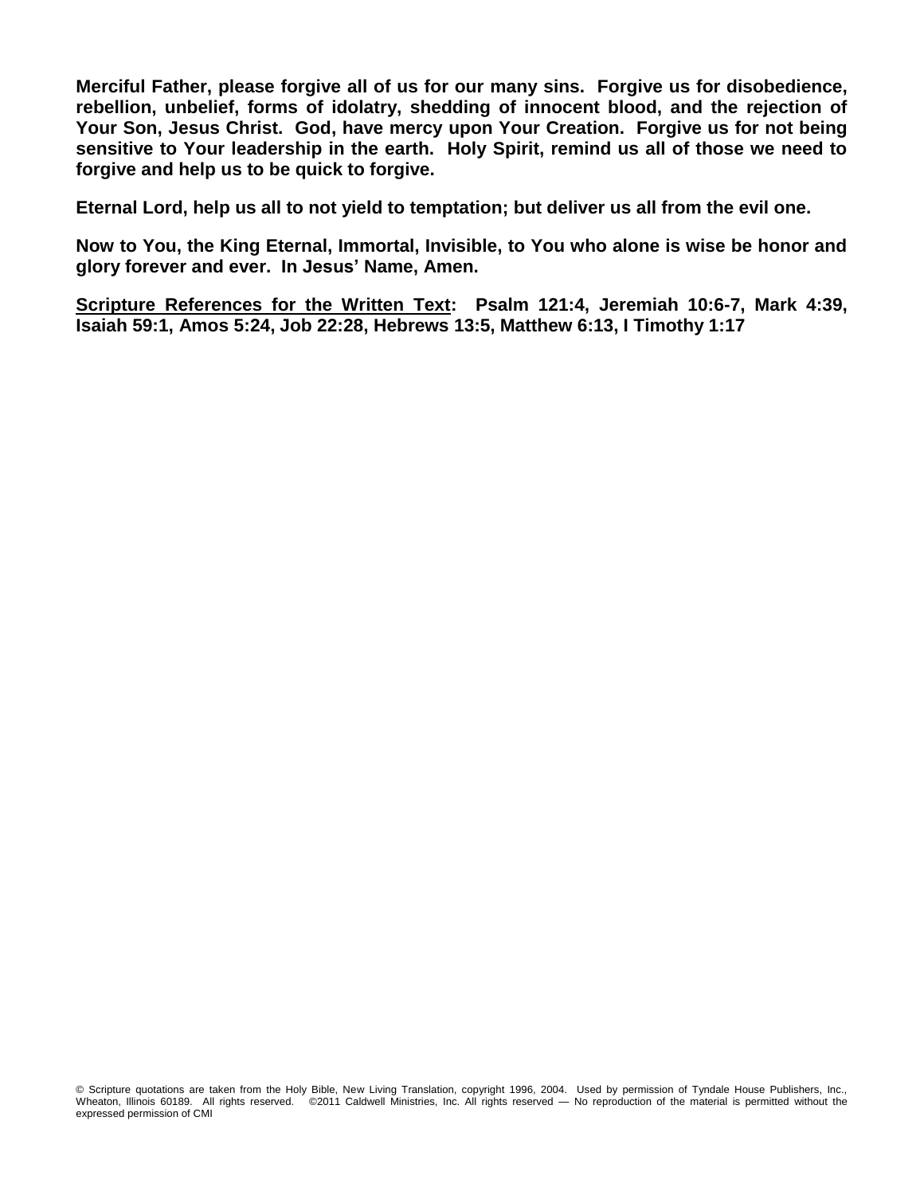**Merciful Father, please forgive all of us for our many sins. Forgive us for disobedience, rebellion, unbelief, forms of idolatry, shedding of innocent blood, and the rejection of Your Son, Jesus Christ. God, have mercy upon Your Creation. Forgive us for not being sensitive to Your leadership in the earth. Holy Spirit, remind us all of those we need to forgive and help us to be quick to forgive.**

**Eternal Lord, help us all to not yield to temptation; but deliver us all from the evil one.**

**Now to You, the King Eternal, Immortal, Invisible, to You who alone is wise be honor and glory forever and ever. In Jesus' Name, Amen.**

**<u>Scripture References for the Written Text</u>: Psalm 121:4, Jeremiah 10:6-7, Mark 4:39, Isaiah 59:1, Amos 5:24, Job 22:28, Hebrews 13:5, Matthew 6:13, I Timothy 1:17**

© Scripture quotations are taken from the Holy Bible, New Living Translation, copyright 1996, 2004. Used by permission of Tyndale House Publishers, Inc., Wheaton, Illinois 60189. All rights reserved. ©2011 Caldwell Ministries, Inc. All rights reserved — No reproduction of the material is permitted without the expressed permission of CMI